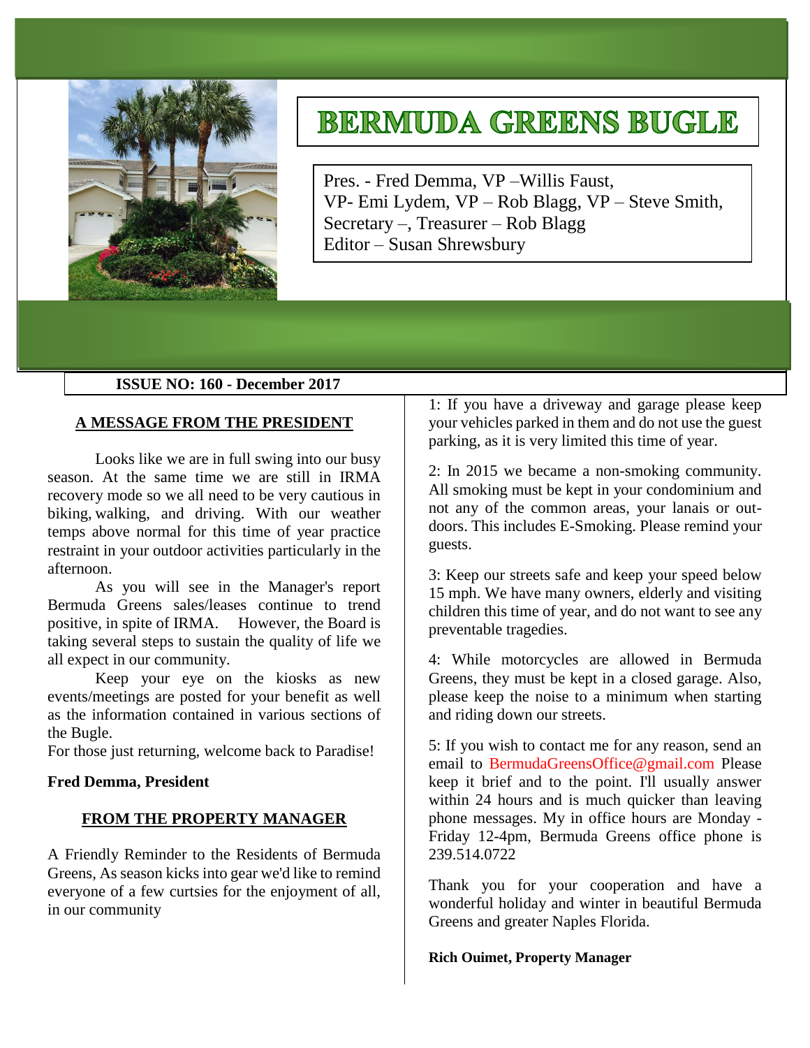# BERMUDA GREENS BUGLE

Pres. - Fred Demma, VP –Willis Faust,
VP- Emi Lydem, VP – Rob Blagg, VP – Steve Smith,
Secretary –, Treasurer – Rob Blagg
Editor – Susan Shrewsbury

**ISSUE NO: 160 - December 2017**

## A MESSAGE FROM THE PRESIDENT

Looks like we are in full swing into our busy season. At the same time we are still in IRMA recovery mode so we all need to be very cautious in biking, walking, and driving. With our weather temps above normal for this time of year practice restraint in your outdoor activities particularly in the afternoon.

As you will see in the Manager's report Bermuda Greens sales/leases continue to trend positive, in spite of IRMA. However, the Board is taking several steps to sustain the quality of life we all expect in our community.

Keep your eye on the kiosks as new events/meetings are posted for your benefit as well as the information contained in various sections of the Bugle.

For those just returning, welcome back to Paradise!

**Fred Demma, President**

## FROM THE PROPERTY MANAGER

A Friendly Reminder to the Residents of Bermuda Greens, As season kicks into gear we'd like to remind everyone of a few curtsies for the enjoyment of all, in our community

1: If you have a driveway and garage please keep your vehicles parked in them and do not use the guest parking, as it is very limited this time of year.

2: In 2015 we became a non-smoking community. All smoking must be kept in your condominium and not any of the common areas, your lanais or out-doors. This includes E-Smoking. Please remind your guests.

3: Keep our streets safe and keep your speed below 15 mph. We have many owners, elderly and visiting children this time of year, and do not want to see any preventable tragedies.

4: While motorcycles are allowed in Bermuda Greens, they must be kept in a closed garage. Also, please keep the noise to a minimum when starting and riding down our streets.

5: If you wish to contact me for any reason, send an email to BermudaGreensOffice@gmail.com Please keep it brief and to the point. I'll usually answer within 24 hours and is much quicker than leaving phone messages. My in office hours are Monday - Friday 12-4pm, Bermuda Greens office phone is 239.514.0722

Thank you for your cooperation and have a wonderful holiday and winter in beautiful Bermuda Greens and greater Naples Florida.

**Rich Ouimet, Property Manager**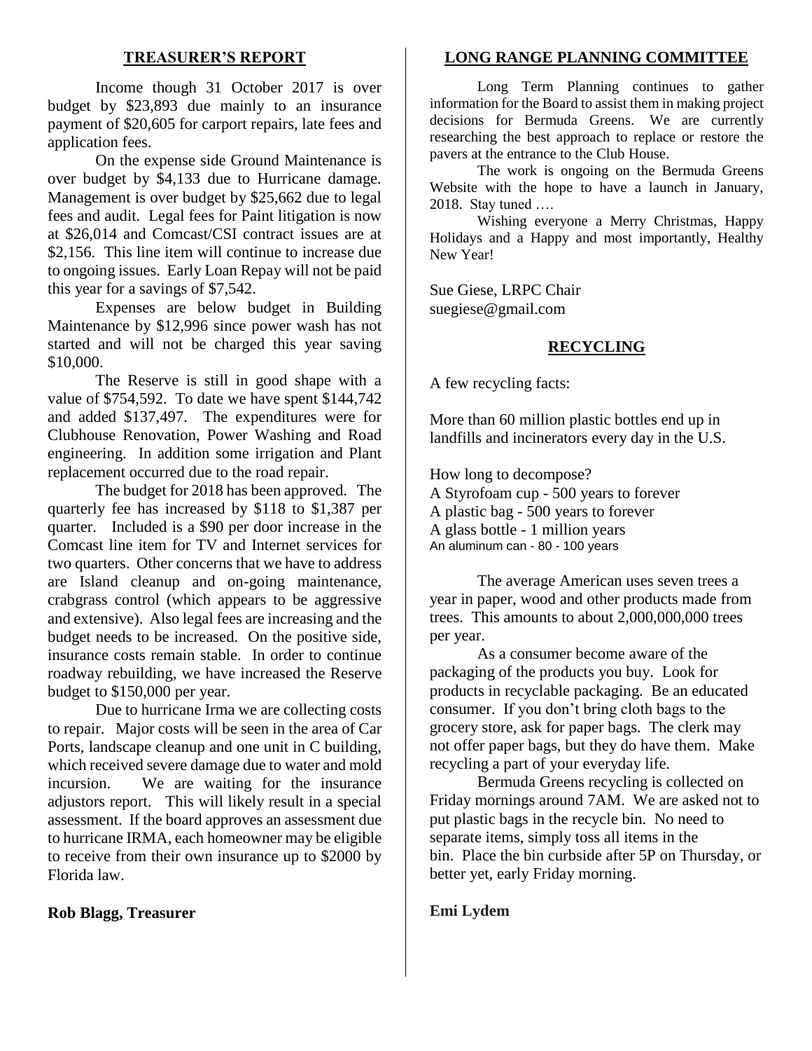## TREASURER'S REPORT

Income though 31 October 2017 is over budget by $23,893 due mainly to an insurance payment of $20,605 for carport repairs, late fees and application fees.

On the expense side Ground Maintenance is over budget by $4,133 due to Hurricane damage. Management is over budget by $25,662 due to legal fees and audit. Legal fees for Paint litigation is now at $26,014 and Comcast/CSI contract issues are at $2,156. This line item will continue to increase due to ongoing issues. Early Loan Repay will not be paid this year for a savings of $7,542.

Expenses are below budget in Building Maintenance by $12,996 since power wash has not started and will not be charged this year saving $10,000.

The Reserve is still in good shape with a value of $754,592. To date we have spent $144,742 and added $137,497. The expenditures were for Clubhouse Renovation, Power Washing and Road engineering. In addition some irrigation and Plant replacement occurred due to the road repair.

The budget for 2018 has been approved. The quarterly fee has increased by $118 to $1,387 per quarter. Included is a $90 per door increase in the Comcast line item for TV and Internet services for two quarters. Other concerns that we have to address are Island cleanup and on-going maintenance, crabgrass control (which appears to be aggressive and extensive). Also legal fees are increasing and the budget needs to be increased. On the positive side, insurance costs remain stable. In order to continue roadway rebuilding, we have increased the Reserve budget to $150,000 per year.

Due to hurricane Irma we are collecting costs to repair. Major costs will be seen in the area of Car Ports, landscape cleanup and one unit in C building, which received severe damage due to water and mold incursion. We are waiting for the insurance adjustors report. This will likely result in a special assessment. If the board approves an assessment due to hurricane IRMA, each homeowner may be eligible to receive from their own insurance up to $2000 by Florida law.

**Rob Blagg, Treasurer**

## LONG RANGE PLANNING COMMITTEE

Long Term Planning continues to gather information for the Board to assist them in making project decisions for Bermuda Greens. We are currently researching the best approach to replace or restore the pavers at the entrance to the Club House.

The work is ongoing on the Bermuda Greens Website with the hope to have a launch in January, 2018. Stay tuned ….

Wishing everyone a Merry Christmas, Happy Holidays and a Happy and most importantly, Healthy New Year!

Sue Giese, LRPC Chair
suegiese@gmail.com

## RECYCLING

A few recycling facts:

More than 60 million plastic bottles end up in landfills and incinerators every day in the U.S.

How long to decompose?
A Styrofoam cup - 500 years to forever
A plastic bag - 500 years to forever
A glass bottle - 1 million years
An aluminum can - 80 - 100 years

The average American uses seven trees a year in paper, wood and other products made from trees. This amounts to about 2,000,000,000 trees per year.

As a consumer become aware of the packaging of the products you buy. Look for products in recyclable packaging. Be an educated consumer. If you don't bring cloth bags to the grocery store, ask for paper bags. The clerk may not offer paper bags, but they do have them. Make recycling a part of your everyday life.

Bermuda Greens recycling is collected on Friday mornings around 7AM. We are asked not to put plastic bags in the recycle bin. No need to separate items, simply toss all items in the bin. Place the bin curbside after 5P on Thursday, or better yet, early Friday morning.

**Emi Lydem**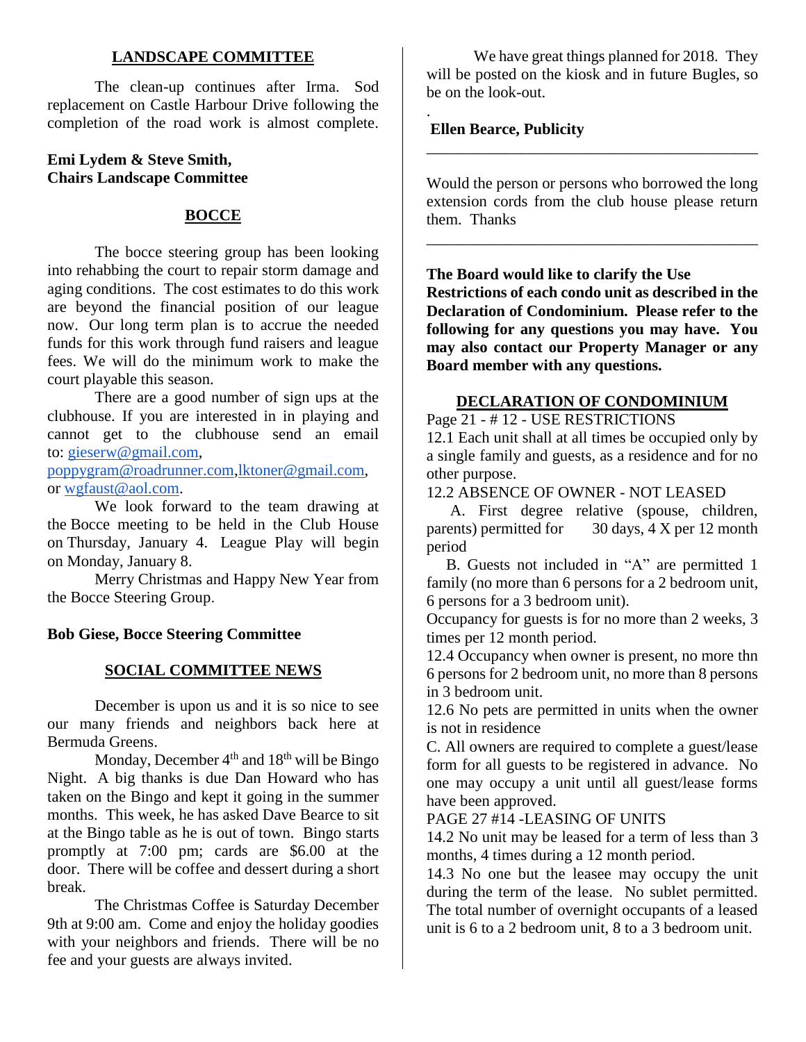## LANDSCAPE COMMITTEE

The clean-up continues after Irma. Sod replacement on Castle Harbour Drive following the completion of the road work is almost complete.

**Emi Lydem & Steve Smith,**
**Chairs Landscape Committee**

## BOCCE

The bocce steering group has been looking into rehabbing the court to repair storm damage and aging conditions. The cost estimates to do this work are beyond the financial position of our league now. Our long term plan is to accrue the needed funds for this work through fund raisers and league fees. We will do the minimum work to make the court playable this season.

There are a good number of sign ups at the clubhouse. If you are interested in in playing and cannot get to the clubhouse send an email to: gieserw@gmail.com, poppygram@roadrunner.com,lktoner@gmail.com, or wgfaust@aol.com.

We look forward to the team drawing at the Bocce meeting to be held in the Club House on Thursday, January 4. League Play will begin on Monday, January 8.

Merry Christmas and Happy New Year from the Bocce Steering Group.

**Bob Giese, Bocce Steering Committee**

## SOCIAL COMMITTEE NEWS

December is upon us and it is so nice to see our many friends and neighbors back here at Bermuda Greens.

Monday, December 4th and 18th will be Bingo Night. A big thanks is due Dan Howard who has taken on the Bingo and kept it going in the summer months. This week, he has asked Dave Bearce to sit at the Bingo table as he is out of town. Bingo starts promptly at 7:00 pm; cards are $6.00 at the door. There will be coffee and dessert during a short break.

The Christmas Coffee is Saturday December 9th at 9:00 am. Come and enjoy the holiday goodies with your neighbors and friends. There will be no fee and your guests are always invited.

We have great things planned for 2018. They will be posted on the kiosk and in future Bugles, so be on the look-out.

.

**Ellen Bearce, Publicity**

---

Would the person or persons who borrowed the long extension cords from the club house please return them. Thanks

---

**The Board would like to clarify the Use Restrictions of each condo unit as described in the Declaration of Condominium. Please refer to the following for any questions you may have. You may also contact our Property Manager or any Board member with any questions.**

## DECLARATION OF CONDOMINIUM

Page 21 - # 12 - USE RESTRICTIONS

12.1 Each unit shall at all times be occupied only by a single family and guests, as a residence and for no other purpose.

12.2 ABSENCE OF OWNER - NOT LEASED

A. First degree relative (spouse, children, parents) permitted for 30 days, 4 X per 12 month period

B. Guests not included in "A" are permitted 1 family (no more than 6 persons for a 2 bedroom unit, 6 persons for a 3 bedroom unit).

Occupancy for guests is for no more than 2 weeks, 3 times per 12 month period.

12.4 Occupancy when owner is present, no more thn 6 persons for 2 bedroom unit, no more than 8 persons in 3 bedroom unit.

12.6 No pets are permitted in units when the owner is not in residence

C. All owners are required to complete a guest/lease form for all guests to be registered in advance. No one may occupy a unit until all guest/lease forms have been approved.

PAGE 27 #14 -LEASING OF UNITS

14.2 No unit may be leased for a term of less than 3 months, 4 times during a 12 month period.

14.3 No one but the leasee may occupy the unit during the term of the lease. No sublet permitted. The total number of overnight occupants of a leased unit is 6 to a 2 bedroom unit, 8 to a 3 bedroom unit.